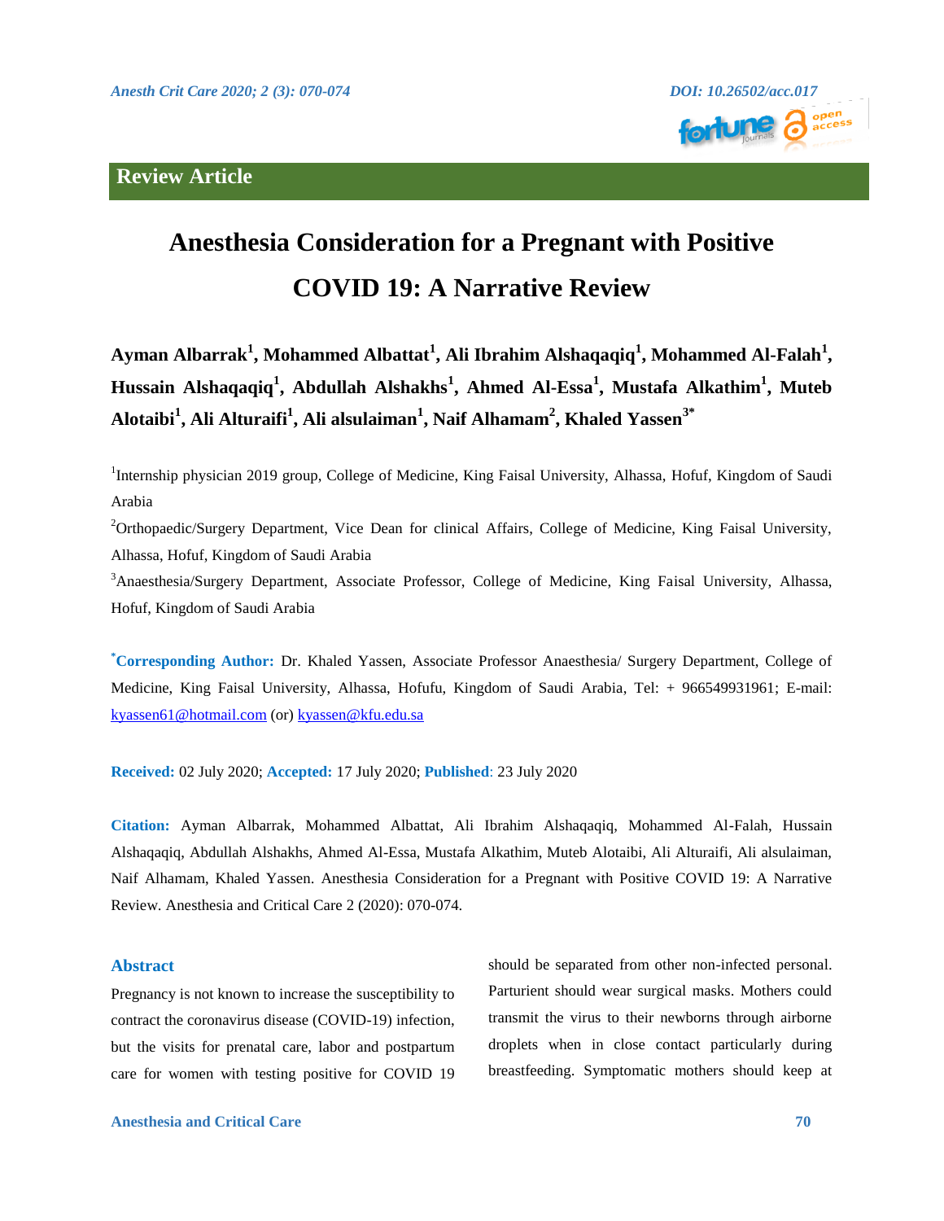Review Article

# Anesthesia Consideration for a Pregnant with Positive COVID 19: A Narrative Review

**Ayman Albarrak[1], Mohammed Albattat[1], Ali Ibrahim Alshaqaqiq[1], Mohammed Al-Falah[1], Hussain Alshaqaqiq[1], Abdullah Alshakhs[1], Ahmed Al-Essa[1], Mustafa Alkathim[1], Muteb Alotaibi[1], Ali Alturaifi[1], Ali alsulaiman[1], Naif Alhamam[2], Khaled Yassen[3*]**

[1]Internship physician 2019 group, College of Medicine, King Faisal University, Alhassa, Hofuf, Kingdom of Saudi Arabia

[2]Orthopaedic/Surgery Department, Vice Dean for clinical Affairs, College of Medicine, King Faisal University, Alhassa, Hofuf, Kingdom of Saudi Arabia

[3]Anaesthesia/Surgery Department, Associate Professor, College of Medicine, King Faisal University, Alhassa, Hofuf, Kingdom of Saudi Arabia

[*]**Corresponding Author:** Dr. Khaled Yassen, Associate Professor Anaesthesia/ Surgery Department, College of Medicine, King Faisal University, Alhassa, Hofufu, Kingdom of Saudi Arabia, Tel: + 966549931961; E-mail: kyassen61@hotmail.com (or) kyassen@kfu.edu.sa

**Received:** 02 July 2020; **Accepted:** 17 July 2020; **Published**: 23 July 2020

**Citation:** Ayman Albarrak, Mohammed Albattat, Ali Ibrahim Alshaqaqiq, Mohammed Al-Falah, Hussain Alshaqaqiq, Abdullah Alshakhs, Ahmed Al-Essa, Mustafa Alkathim, Muteb Alotaibi, Ali Alturaifi, Ali alsulaiman, Naif Alhamam, Khaled Yassen. Anesthesia Consideration for a Pregnant with Positive COVID 19: A Narrative Review. Anesthesia and Critical Care 2 (2020): 070-074.

## Abstract

Pregnancy is not known to increase the susceptibility to contract the coronavirus disease (COVID-19) infection, but the visits for prenatal care, labor and postpartum care for women with testing positive for COVID 19 should be separated from other non-infected personal. Parturient should wear surgical masks. Mothers could transmit the virus to their newborns through airborne droplets when in close contact particularly during breastfeeding. Symptomatic mothers should keep at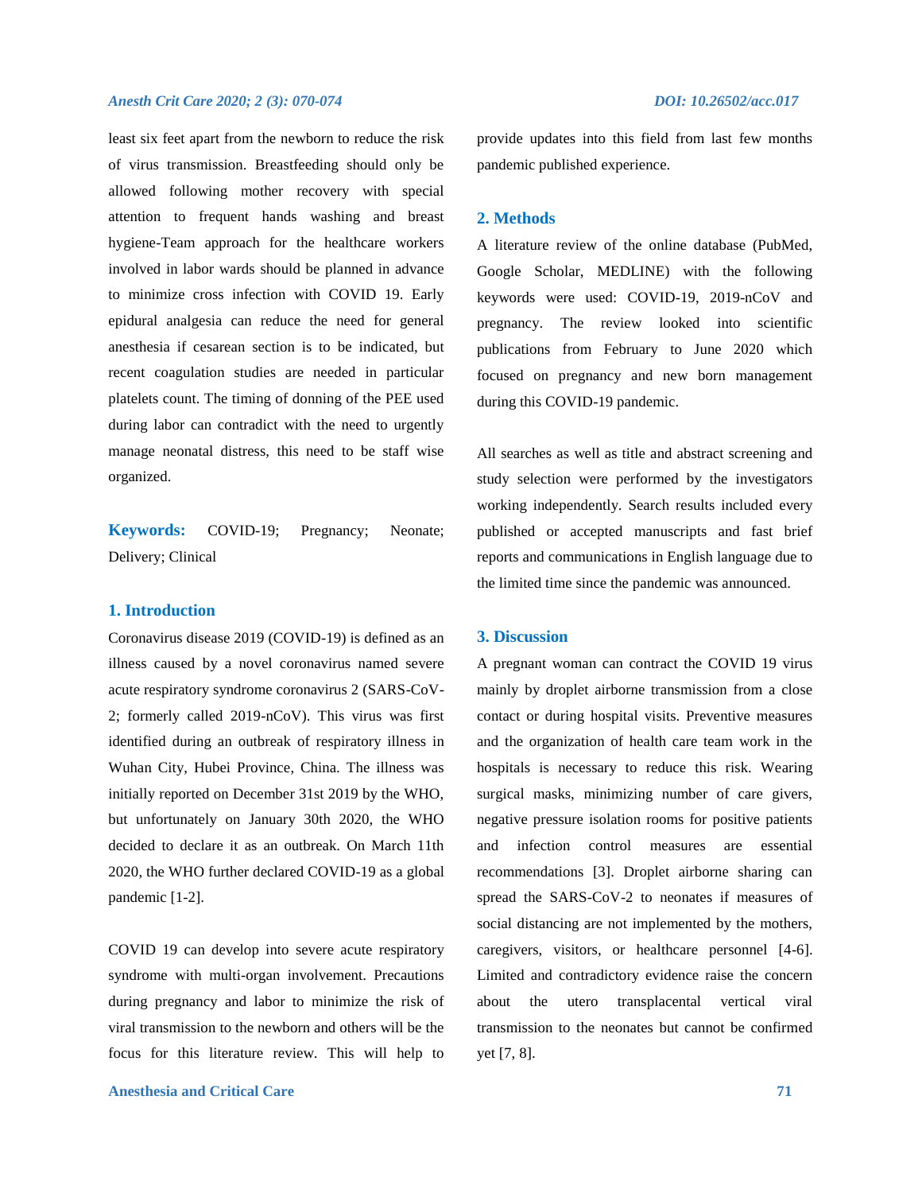least six feet apart from the newborn to reduce the risk of virus transmission. Breastfeeding should only be allowed following mother recovery with special attention to frequent hands washing and breast hygiene-Team approach for the healthcare workers involved in labor wards should be planned in advance to minimize cross infection with COVID 19. Early epidural analgesia can reduce the need for general anesthesia if cesarean section is to be indicated, but recent coagulation studies are needed in particular platelets count. The timing of donning of the PEE used during labor can contradict with the need to urgently manage neonatal distress, this need to be staff wise organized.

**Keywords:** COVID-19; Pregnancy; Neonate; Delivery; Clinical

## 1. Introduction

Coronavirus disease 2019 (COVID-19) is defined as an illness caused by a novel coronavirus named severe acute respiratory syndrome coronavirus 2 (SARS-CoV-2; formerly called 2019-nCoV). This virus was first identified during an outbreak of respiratory illness in Wuhan City, Hubei Province, China. The illness was initially reported on December 31st 2019 by the WHO, but unfortunately on January 30th 2020, the WHO decided to declare it as an outbreak. On March 11th 2020, the WHO further declared COVID-19 as a global pandemic [1-2].

COVID 19 can develop into severe acute respiratory syndrome with multi-organ involvement. Precautions during pregnancy and labor to minimize the risk of viral transmission to the newborn and others will be the focus for this literature review. This will help to provide updates into this field from last few months pandemic published experience.

## 2. Methods

A literature review of the online database (PubMed, Google Scholar, MEDLINE) with the following keywords were used: COVID-19, 2019-nCoV and pregnancy. The review looked into scientific publications from February to June 2020 which focused on pregnancy and new born management during this COVID-19 pandemic.

All searches as well as title and abstract screening and study selection were performed by the investigators working independently. Search results included every published or accepted manuscripts and fast brief reports and communications in English language due to the limited time since the pandemic was announced.

## 3. Discussion

A pregnant woman can contract the COVID 19 virus mainly by droplet airborne transmission from a close contact or during hospital visits. Preventive measures and the organization of health care team work in the hospitals is necessary to reduce this risk. Wearing surgical masks, minimizing number of care givers, negative pressure isolation rooms for positive patients and infection control measures are essential recommendations [3]. Droplet airborne sharing can spread the SARS-CoV-2 to neonates if measures of social distancing are not implemented by the mothers, caregivers, visitors, or healthcare personnel [4-6]. Limited and contradictory evidence raise the concern about the utero transplacental vertical viral transmission to the neonates but cannot be confirmed yet [7, 8].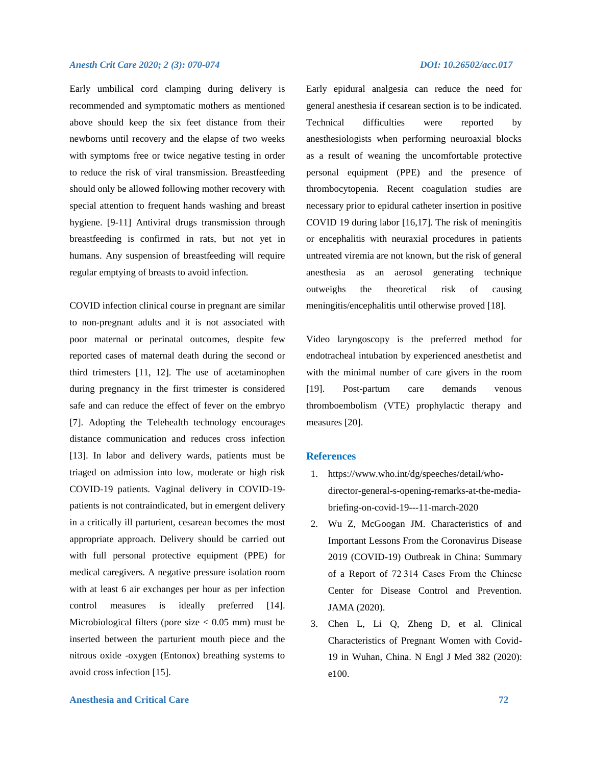Early umbilical cord clamping during delivery is recommended and symptomatic mothers as mentioned above should keep the six feet distance from their newborns until recovery and the elapse of two weeks with symptoms free or twice negative testing in order to reduce the risk of viral transmission. Breastfeeding should only be allowed following mother recovery with special attention to frequent hands washing and breast hygiene. [9-11] Antiviral drugs transmission through breastfeeding is confirmed in rats, but not yet in humans. Any suspension of breastfeeding will require regular emptying of breasts to avoid infection.

COVID infection clinical course in pregnant are similar to non-pregnant adults and it is not associated with poor maternal or perinatal outcomes, despite few reported cases of maternal death during the second or third trimesters [11, 12]. The use of acetaminophen during pregnancy in the first trimester is considered safe and can reduce the effect of fever on the embryo [7]. Adopting the Telehealth technology encourages distance communication and reduces cross infection [13]. In labor and delivery wards, patients must be triaged on admission into low, moderate or high risk COVID-19 patients. Vaginal delivery in COVID-19-patients is not contraindicated, but in emergent delivery in a critically ill parturient, cesarean becomes the most appropriate approach. Delivery should be carried out with full personal protective equipment (PPE) for medical caregivers. A negative pressure isolation room with at least 6 air exchanges per hour as per infection control measures is ideally preferred [14]. Microbiological filters (pore size < 0.05 mm) must be inserted between the parturient mouth piece and the nitrous oxide -oxygen (Entonox) breathing systems to avoid cross infection [15].

Early epidural analgesia can reduce the need for general anesthesia if cesarean section is to be indicated. Technical difficulties were reported by anesthesiologists when performing neuroaxial blocks as a result of weaning the uncomfortable protective personal equipment (PPE) and the presence of thrombocytopenia. Recent coagulation studies are necessary prior to epidural catheter insertion in positive COVID 19 during labor [16,17]. The risk of meningitis or encephalitis with neuraxial procedures in patients untreated viremia are not known, but the risk of general anesthesia as an aerosol generating technique outweighs the theoretical risk of causing meningitis/encephalitis until otherwise proved [18].

Video laryngoscopy is the preferred method for endotracheal intubation by experienced anesthetist and with the minimal number of care givers in the room [19]. Post-partum care demands venous thromboembolism (VTE) prophylactic therapy and measures [20].

## References

1. https://www.who.int/dg/speeches/detail/who-director-general-s-opening-remarks-at-the-media-briefing-on-covid-19---11-march-2020
2. Wu Z, McGoogan JM. Characteristics of and Important Lessons From the Coronavirus Disease 2019 (COVID-19) Outbreak in China: Summary of a Report of 72 314 Cases From the Chinese Center for Disease Control and Prevention. JAMA (2020).
3. Chen L, Li Q, Zheng D, et al. Clinical Characteristics of Pregnant Women with Covid-19 in Wuhan, China. N Engl J Med 382 (2020): e100.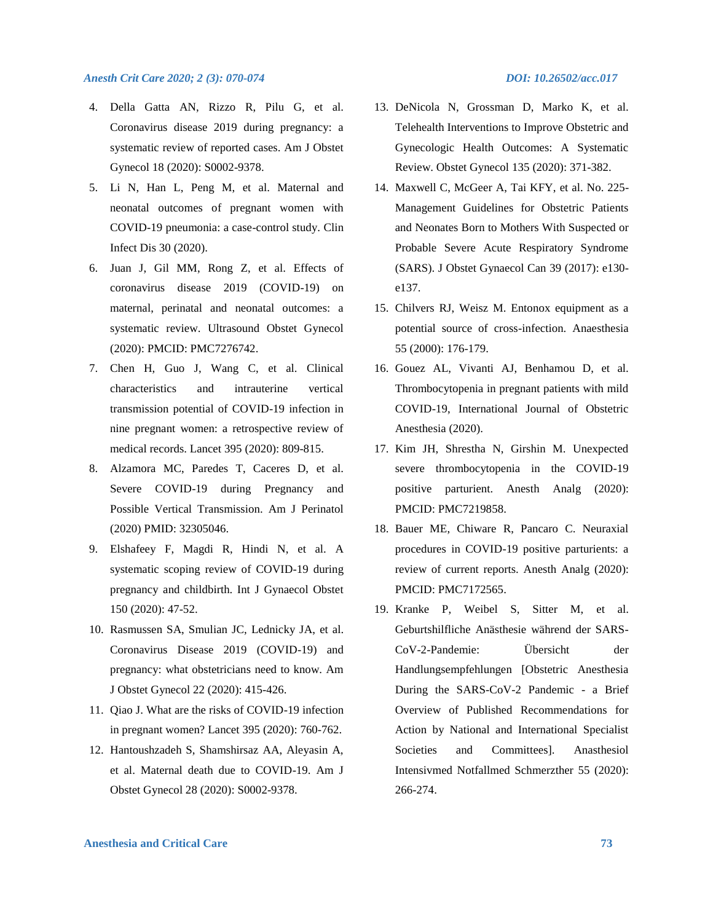4. Della Gatta AN, Rizzo R, Pilu G, et al. Coronavirus disease 2019 during pregnancy: a systematic review of reported cases. Am J Obstet Gynecol 18 (2020): S0002-9378.
5. Li N, Han L, Peng M, et al. Maternal and neonatal outcomes of pregnant women with COVID-19 pneumonia: a case-control study. Clin Infect Dis 30 (2020).
6. Juan J, Gil MM, Rong Z, et al. Effects of coronavirus disease 2019 (COVID-19) on maternal, perinatal and neonatal outcomes: a systematic review. Ultrasound Obstet Gynecol (2020): PMCID: PMC7276742.
7. Chen H, Guo J, Wang C, et al. Clinical characteristics and intrauterine vertical transmission potential of COVID-19 infection in nine pregnant women: a retrospective review of medical records. Lancet 395 (2020): 809-815.
8. Alzamora MC, Paredes T, Caceres D, et al. Severe COVID-19 during Pregnancy and Possible Vertical Transmission. Am J Perinatol (2020) PMID: 32305046.
9. Elshafeey F, Magdi R, Hindi N, et al. A systematic scoping review of COVID-19 during pregnancy and childbirth. Int J Gynaecol Obstet 150 (2020): 47-52.
10. Rasmussen SA, Smulian JC, Lednicky JA, et al. Coronavirus Disease 2019 (COVID-19) and pregnancy: what obstetricians need to know. Am J Obstet Gynecol 22 (2020): 415-426.
11. Qiao J. What are the risks of COVID-19 infection in pregnant women? Lancet 395 (2020): 760-762.
12. Hantoushzadeh S, Shamshirsaz AA, Aleyasin A, et al. Maternal death due to COVID-19. Am J Obstet Gynecol 28 (2020): S0002-9378.
13. DeNicola N, Grossman D, Marko K, et al. Telehealth Interventions to Improve Obstetric and Gynecologic Health Outcomes: A Systematic Review. Obstet Gynecol 135 (2020): 371-382.
14. Maxwell C, McGeer A, Tai KFY, et al. No. 225-Management Guidelines for Obstetric Patients and Neonates Born to Mothers With Suspected or Probable Severe Acute Respiratory Syndrome (SARS). J Obstet Gynaecol Can 39 (2017): e130-e137.
15. Chilvers RJ, Weisz M. Entonox equipment as a potential source of cross-infection. Anaesthesia 55 (2000): 176-179.
16. Gouez AL, Vivanti AJ, Benhamou D, et al. Thrombocytopenia in pregnant patients with mild COVID-19, International Journal of Obstetric Anesthesia (2020).
17. Kim JH, Shrestha N, Girshin M. Unexpected severe thrombocytopenia in the COVID-19 positive parturient. Anesth Analg (2020): PMCID: PMC7219858.
18. Bauer ME, Chiware R, Pancaro C. Neuraxial procedures in COVID-19 positive parturients: a review of current reports. Anesth Analg (2020): PMCID: PMC7172565.
19. Kranke P, Weibel S, Sitter M, et al. Geburtshilfliche Anästhesie während der SARS-CoV-2-Pandemie: Übersicht der Handlungsempfehlungen [Obstetric Anesthesia During the SARS-CoV-2 Pandemic - a Brief Overview of Published Recommendations for Action by National and International Specialist Societies and Committees]. Anasthesiol Intensivmed Notfallmed Schmerzther 55 (2020): 266-274.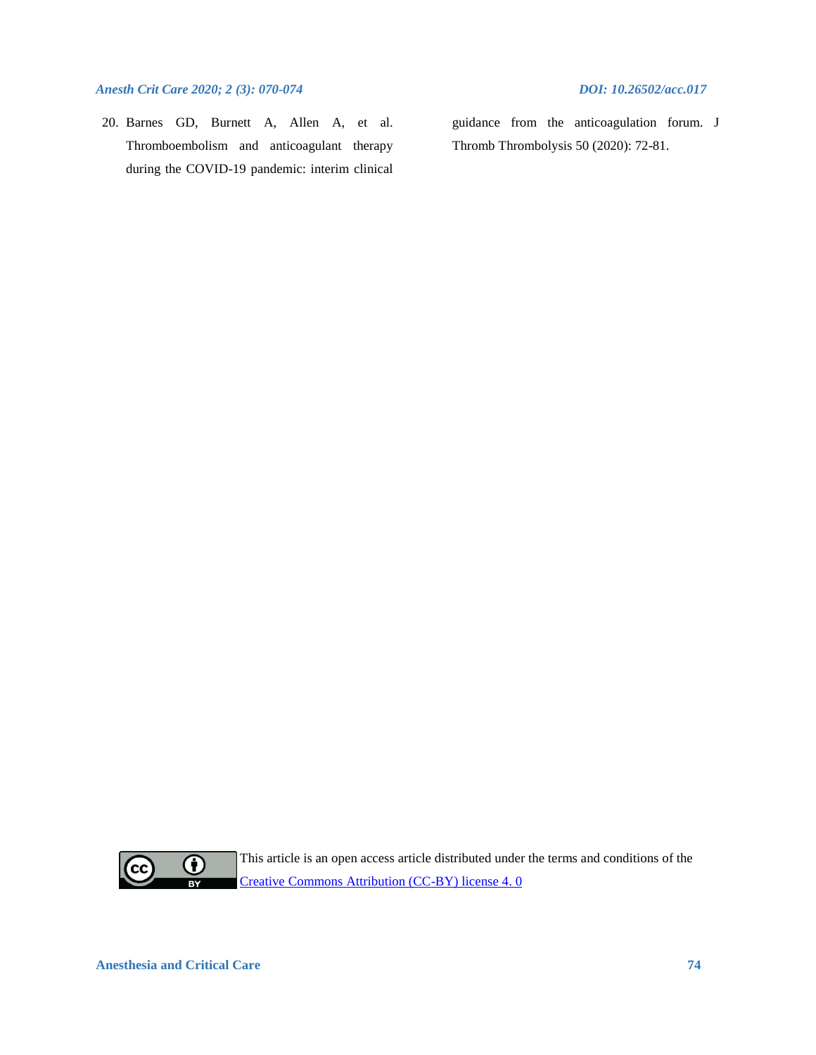20. Barnes GD, Burnett A, Allen A, et al. Thromboembolism and anticoagulant therapy during the COVID-19 pandemic: interim clinical guidance from the anticoagulation forum. J Thromb Thrombolysis 50 (2020): 72-81.

This article is an open access article distributed under the terms and conditions of the [Creative Commons Attribution (CC-BY) license 4. 0]